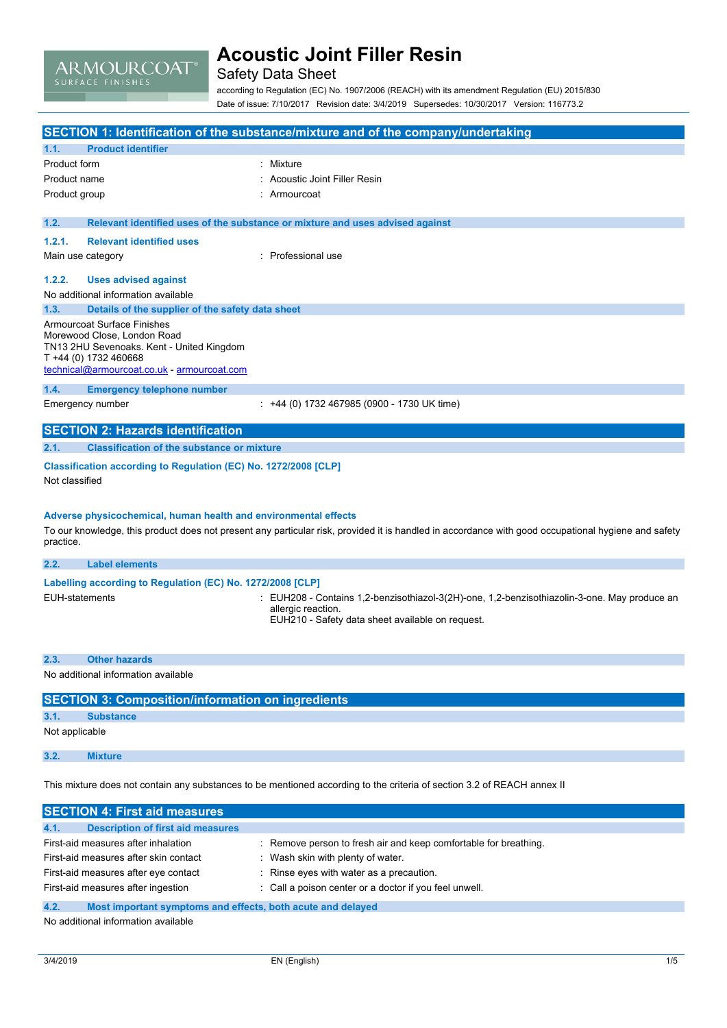# Acoustic Joint Filler Resin

Safety Data Sheet

according to Regulation (EC) No. 1907/2006 (REACH) with its amendment Regulation (EU) 2015/830

Date of issue: 7/10/2017 Revision date: 3/4/2019 Supersedes: 10/30/2017 Version: 116773.2

## SECTION 1: Identification of the substance/mixture and of the company/undertaking

### 1.1. Product identifier

| | |
|---|---|
| Product form | : Mixture |
| Product name | : Acoustic Joint Filler Resin |
| Product group | : Armourcoat |

### 1.2. Relevant identified uses of the substance or mixture and uses advised against

#### 1.2.1. Relevant identified uses

| | |
|---|---|
| Main use category | : Professional use |

#### 1.2.2. Uses advised against

No additional information available

### 1.3. Details of the supplier of the safety data sheet

Armourcoat Surface Finishes
Morewood Close, London Road
TN13 2HU Sevenoaks. Kent - United Kingdom
T +44 (0) 1732 460668
technical@armourcoat.co.uk - armourcoat.com

### 1.4. Emergency telephone number

| | |
|---|---|
| Emergency number | : +44 (0) 1732 467985 (0900 - 1730 UK time) |

## SECTION 2: Hazards identification

### 2.1. Classification of the substance or mixture

**Classification according to Regulation (EC) No. 1272/2008 [CLP]**

Not classified

**Adverse physicochemical, human health and environmental effects**

To our knowledge, this product does not present any particular risk, provided it is handled in accordance with good occupational hygiene and safety practice.

### 2.2. Label elements

**Labelling according to Regulation (EC) No. 1272/2008 [CLP]**

| | |
|---|---|
| EUH-statements | : EUH208 - Contains 1,2-benzisothiazol-3(2H)-one, 1,2-benzisothiazolin-3-one. May produce an allergic reaction.<br>EUH210 - Safety data sheet available on request. |

### 2.3. Other hazards

No additional information available

## SECTION 3: Composition/information on ingredients

### 3.1. Substance

Not applicable

### 3.2. Mixture

This mixture does not contain any substances to be mentioned according to the criteria of section 3.2 of REACH annex II

## SECTION 4: First aid measures

### 4.1. Description of first aid measures

| | |
|---|---|
| First-aid measures after inhalation | : Remove person to fresh air and keep comfortable for breathing. |
| First-aid measures after skin contact | : Wash skin with plenty of water. |
| First-aid measures after eye contact | : Rinse eyes with water as a precaution. |
| First-aid measures after ingestion | : Call a poison center or a doctor if you feel unwell. |

### 4.2. Most important symptoms and effects, both acute and delayed

No additional information available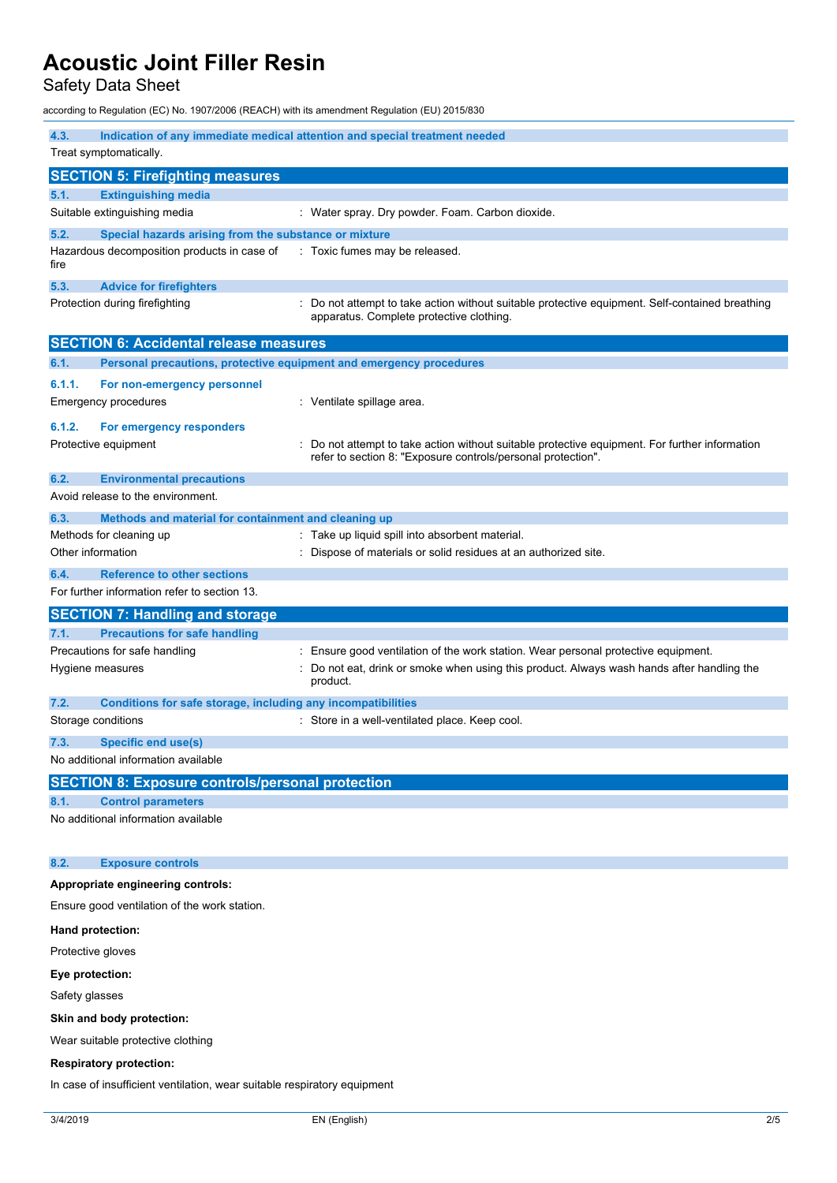### 4.3. Indication of any immediate medical attention and special treatment needed

Treat symptomatically.

## SECTION 5: Firefighting measures

### 5.1. Extinguishing media

| | |
|---|---|
| Suitable extinguishing media | : Water spray. Dry powder. Foam. Carbon dioxide. |

### 5.2. Special hazards arising from the substance or mixture

| | |
|---|---|
| Hazardous decomposition products in case of fire | : Toxic fumes may be released. |

### 5.3. Advice for firefighters

| | |
|---|---|
| Protection during firefighting | : Do not attempt to take action without suitable protective equipment. Self-contained breathing apparatus. Complete protective clothing. |

## SECTION 6: Accidental release measures

### 6.1. Personal precautions, protective equipment and emergency procedures

#### 6.1.1. For non-emergency personnel

| | |
|---|---|
| Emergency procedures | : Ventilate spillage area. |

#### 6.1.2. For emergency responders

| | |
|---|---|
| Protective equipment | : Do not attempt to take action without suitable protective equipment. For further information refer to section 8: "Exposure controls/personal protection". |

### 6.2. Environmental precautions

Avoid release to the environment.

### 6.3. Methods and material for containment and cleaning up

| | |
|---|---|
| Methods for cleaning up | : Take up liquid spill into absorbent material. |
| Other information | : Dispose of materials or solid residues at an authorized site. |

### 6.4. Reference to other sections

For further information refer to section 13.

## SECTION 7: Handling and storage

### 7.1. Precautions for safe handling

| | |
|---|---|
| Precautions for safe handling | : Ensure good ventilation of the work station. Wear personal protective equipment. |
| Hygiene measures | : Do not eat, drink or smoke when using this product. Always wash hands after handling the product. |

### 7.2. Conditions for safe storage, including any incompatibilities

| | |
|---|---|
| Storage conditions | : Store in a well-ventilated place. Keep cool. |

### 7.3. Specific end use(s)

No additional information available

## SECTION 8: Exposure controls/personal protection

### 8.1. Control parameters

No additional information available

### 8.2. Exposure controls

**Appropriate engineering controls:**

Ensure good ventilation of the work station.

**Hand protection:**

Protective gloves

**Eye protection:**

Safety glasses

**Skin and body protection:**

Wear suitable protective clothing

**Respiratory protection:**

In case of insufficient ventilation, wear suitable respiratory equipment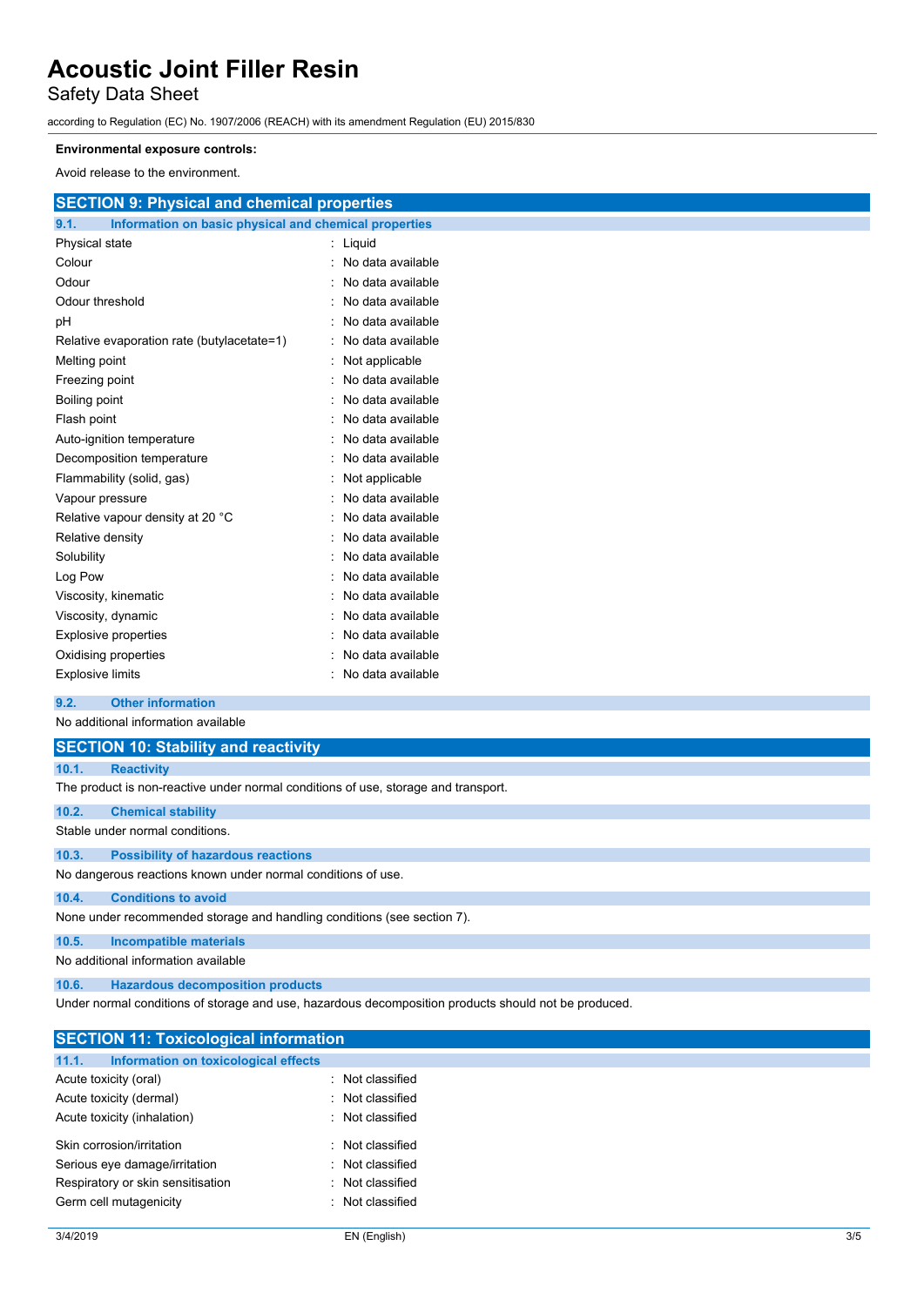**Environmental exposure controls:**

Avoid release to the environment.

## SECTION 9: Physical and chemical properties

### 9.1. Information on basic physical and chemical properties

| | |
|---|---|
| Physical state | : Liquid |
| Colour | : No data available |
| Odour | : No data available |
| Odour threshold | : No data available |
| pH | : No data available |
| Relative evaporation rate (butylacetate=1) | : No data available |
| Melting point | : Not applicable |
| Freezing point | : No data available |
| Boiling point | : No data available |
| Flash point | : No data available |
| Auto-ignition temperature | : No data available |
| Decomposition temperature | : No data available |
| Flammability (solid, gas) | : Not applicable |
| Vapour pressure | : No data available |
| Relative vapour density at 20 °C | : No data available |
| Relative density | : No data available |
| Solubility | : No data available |
| Log Pow | : No data available |
| Viscosity, kinematic | : No data available |
| Viscosity, dynamic | : No data available |
| Explosive properties | : No data available |
| Oxidising properties | : No data available |
| Explosive limits | : No data available |

### 9.2. Other information

No additional information available

## SECTION 10: Stability and reactivity

### 10.1. Reactivity

The product is non-reactive under normal conditions of use, storage and transport.

### 10.2. Chemical stability

Stable under normal conditions.

### 10.3. Possibility of hazardous reactions

No dangerous reactions known under normal conditions of use.

### 10.4. Conditions to avoid

None under recommended storage and handling conditions (see section 7).

### 10.5. Incompatible materials

No additional information available

### 10.6. Hazardous decomposition products

Under normal conditions of storage and use, hazardous decomposition products should not be produced.

## SECTION 11: Toxicological information

### 11.1. Information on toxicological effects

| | |
|---|---|
| Acute toxicity (oral) | : Not classified |
| Acute toxicity (dermal) | : Not classified |
| Acute toxicity (inhalation) | : Not classified |
| Skin corrosion/irritation | : Not classified |
| Serious eye damage/irritation | : Not classified |
| Respiratory or skin sensitisation | : Not classified |
| Germ cell mutagenicity | : Not classified |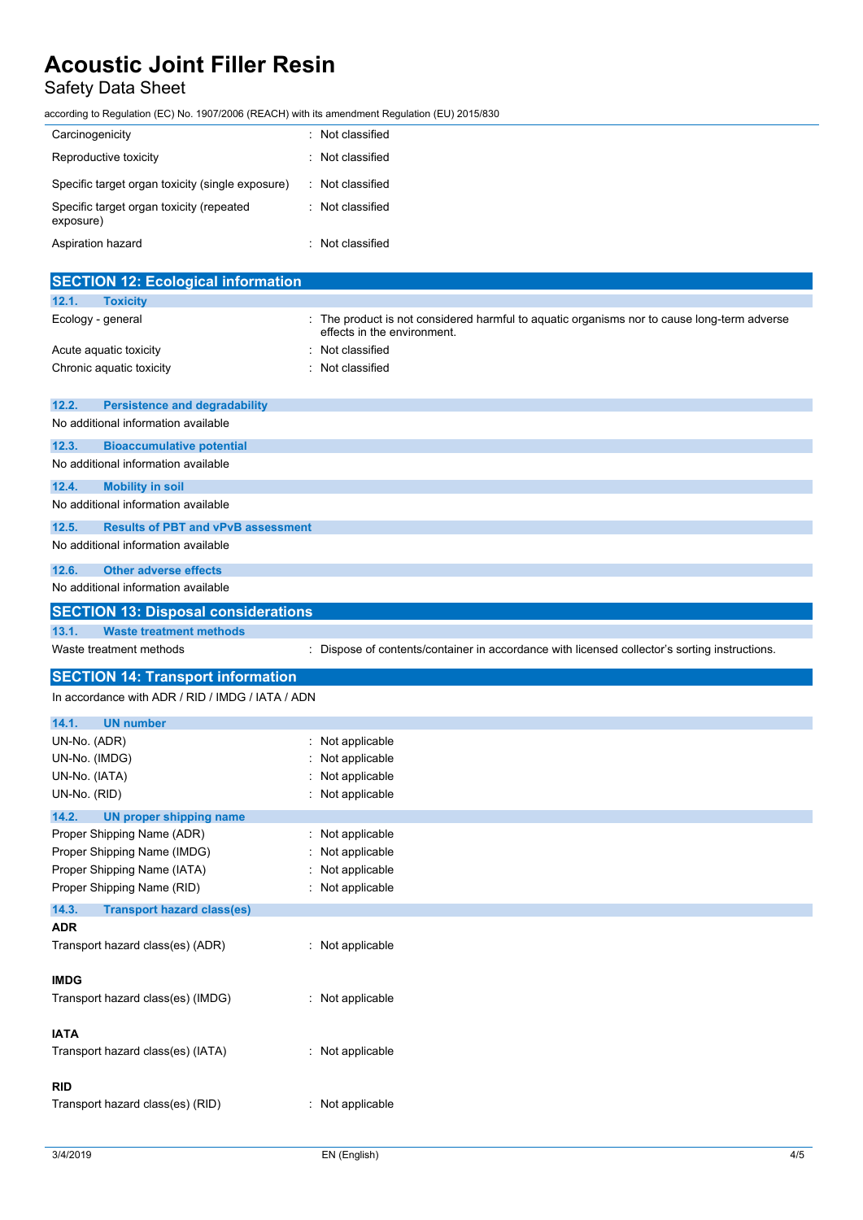| | |
|---|---|
| Carcinogenicity | : Not classified |
| Reproductive toxicity | : Not classified |
| Specific target organ toxicity (single exposure) | : Not classified |
| Specific target organ toxicity (repeated exposure) | : Not classified |
| Aspiration hazard | : Not classified |

## SECTION 12: Ecological information

### 12.1. Toxicity

| | |
|---|---|
| Ecology - general | : The product is not considered harmful to aquatic organisms nor to cause long-term adverse effects in the environment. |
| Acute aquatic toxicity | : Not classified |
| Chronic aquatic toxicity | : Not classified |

### 12.2. Persistence and degradability

No additional information available

### 12.3. Bioaccumulative potential

No additional information available

### 12.4. Mobility in soil

No additional information available

### 12.5. Results of PBT and vPvB assessment

No additional information available

### 12.6. Other adverse effects

No additional information available

## SECTION 13: Disposal considerations

### 13.1. Waste treatment methods

| | |
|---|---|
| Waste treatment methods | : Dispose of contents/container in accordance with licensed collector's sorting instructions. |

## SECTION 14: Transport information

In accordance with ADR / RID / IMDG / IATA / ADN

### 14.1. UN number

| | |
|---|---|
| UN-No. (ADR) | : Not applicable |
| UN-No. (IMDG) | : Not applicable |
| UN-No. (IATA) | : Not applicable |
| UN-No. (RID) | : Not applicable |

### 14.2. UN proper shipping name

| | |
|---|---|
| Proper Shipping Name (ADR) | : Not applicable |
| Proper Shipping Name (IMDG) | : Not applicable |
| Proper Shipping Name (IATA) | : Not applicable |
| Proper Shipping Name (RID) | : Not applicable |

### 14.3. Transport hazard class(es)

**ADR**

| | |
|---|---|
| Transport hazard class(es) (ADR) | : Not applicable |

**IMDG**

| | |
|---|---|
| Transport hazard class(es) (IMDG) | : Not applicable |

**IATA**

| | |
|---|---|
| Transport hazard class(es) (IATA) | : Not applicable |

**RID**

| | |
|---|---|
| Transport hazard class(es) (RID) | : Not applicable |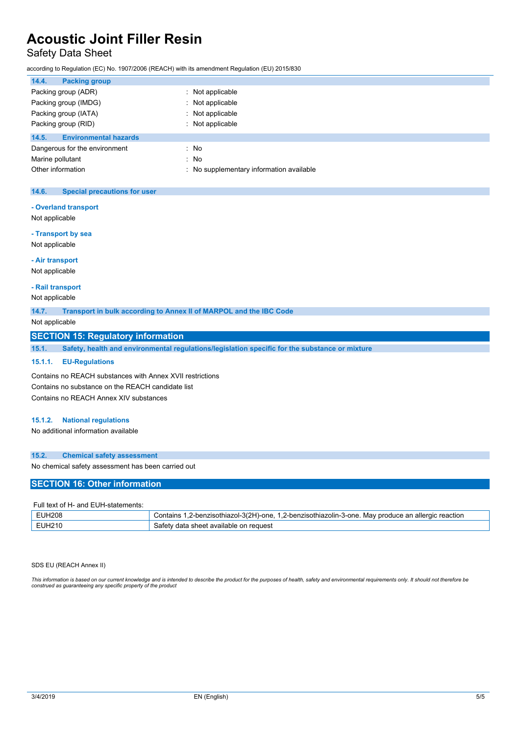### 14.4. Packing group

| | |
|---|---|
| Packing group (ADR) | : Not applicable |
| Packing group (IMDG) | : Not applicable |
| Packing group (IATA) | : Not applicable |
| Packing group (RID) | : Not applicable |

### 14.5. Environmental hazards

| | |
|---|---|
| Dangerous for the environment | : No |
| Marine pollutant | : No |
| Other information | : No supplementary information available |

### 14.6. Special precautions for user

**- Overland transport**

Not applicable

**- Transport by sea**

Not applicable

**- Air transport**

Not applicable

**- Rail transport**

Not applicable

### 14.7. Transport in bulk according to Annex II of MARPOL and the IBC Code

Not applicable

## SECTION 15: Regulatory information

### 15.1. Safety, health and environmental regulations/legislation specific for the substance or mixture

#### 15.1.1. EU-Regulations

Contains no REACH substances with Annex XVII restrictions

Contains no substance on the REACH candidate list

Contains no REACH Annex XIV substances

#### 15.1.2. National regulations

No additional information available

### 15.2. Chemical safety assessment

No chemical safety assessment has been carried out

## SECTION 16: Other information

Full text of H- and EUH-statements:

| | |
|---|---|
| EUH208 | Contains 1,2-benzisothiazol-3(2H)-one, 1,2-benzisothiazolin-3-one. May produce an allergic reaction |
| EUH210 | Safety data sheet available on request |

SDS EU (REACH Annex II)

*This information is based on our current knowledge and is intended to describe the product for the purposes of health, safety and environmental requirements only. It should not therefore be construed as guaranteeing any specific property of the product*